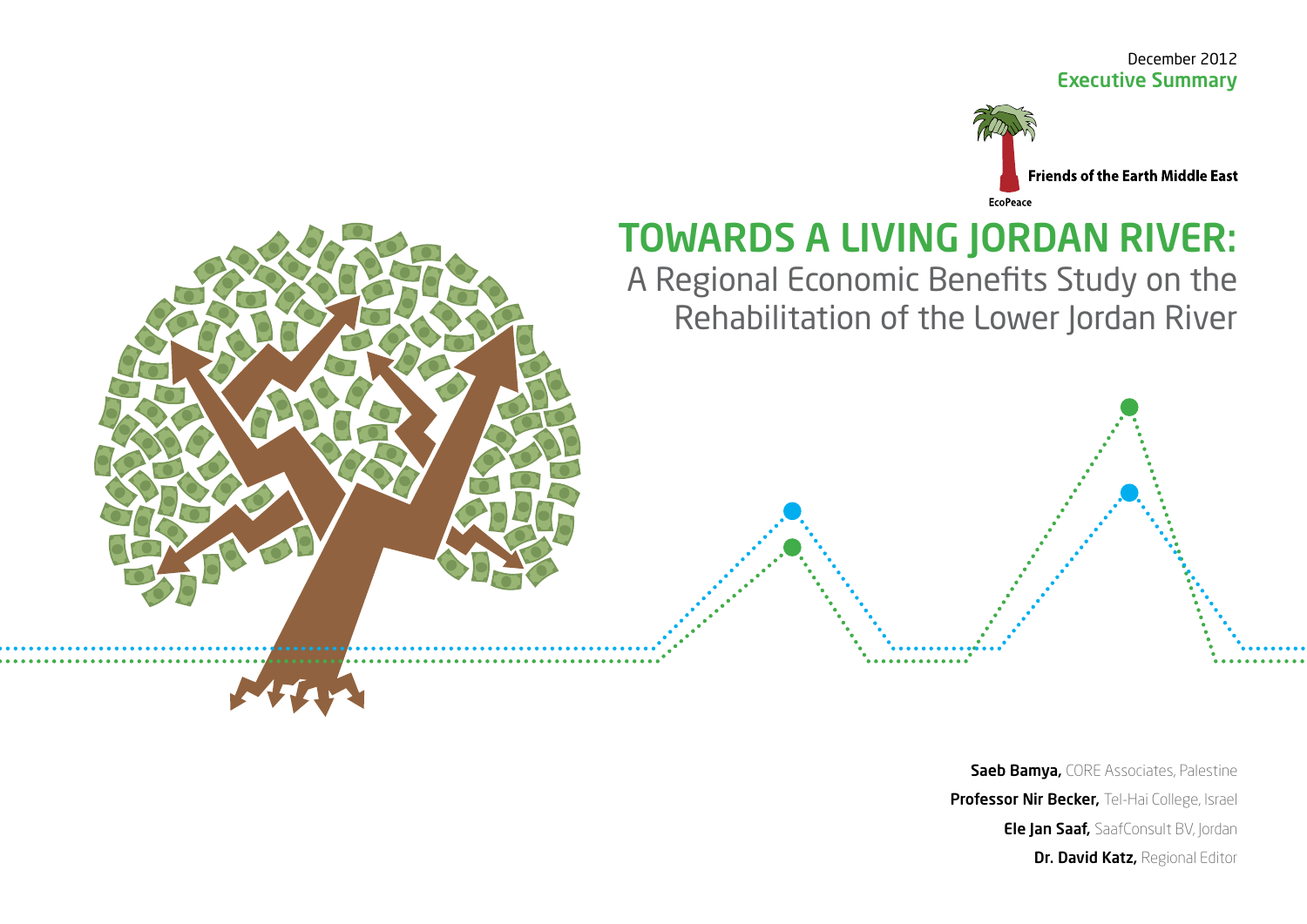December 2012
**Executive Summary**

**Friends of the Earth Middle East**

EcoPeace

# TOWARDS A LIVING JORDAN RIVER:

## A Regional Economic Benefits Study on the Rehabilitation of the Lower Jordan River

**Saeb Bamya,** CORE Associates, Palestine

**Professor Nir Becker,** Tel-Hai College, Israel

**Ele Jan Saaf,** SaafConsult BV, Jordan

**Dr. David Katz,** Regional Editor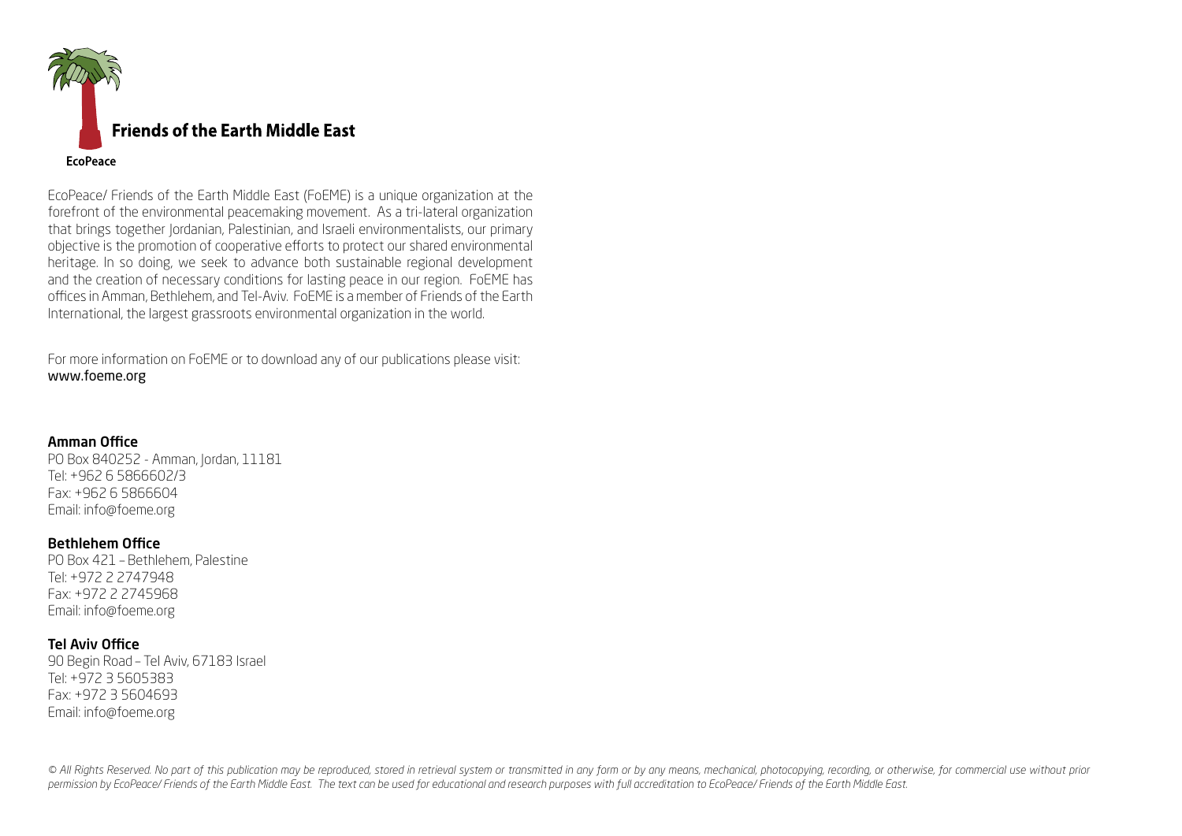**Friends of the Earth Middle East**

**EcoPeace**

EcoPeace/ Friends of the Earth Middle East (FoEME) is a unique organization at the forefront of the environmental peacemaking movement. As a tri-lateral organization that brings together Jordanian, Palestinian, and Israeli environmentalists, our primary objective is the promotion of cooperative efforts to protect our shared environmental heritage. In so doing, we seek to advance both sustainable regional development and the creation of necessary conditions for lasting peace in our region. FoEME has offices in Amman, Bethlehem, and Tel-Aviv. FoEME is a member of Friends of the Earth International, the largest grassroots environmental organization in the world.

For more information on FoEME or to download any of our publications please visit:
www.foeme.org

**Amman Office**
PO Box 840252 - Amman, Jordan, 11181
Tel: +962 6 5866602/3
Fax: +962 6 5866604
Email: info@foeme.org

**Bethlehem Office**
PO Box 421 – Bethlehem, Palestine
Tel: +972 2 2747948
Fax: +972 2 2745968
Email: info@foeme.org

**Tel Aviv Office**
90 Begin Road – Tel Aviv, 67183 Israel
Tel: +972 3 5605383
Fax: +972 3 5604693
Email: info@foeme.org

*© All Rights Reserved. No part of this publication may be reproduced, stored in retrieval system or transmitted in any form or by any means, mechanical, photocopying, recording, or otherwise, for commercial use without prior permission by EcoPeace/ Friends of the Earth Middle East. The text can be used for educational and research purposes with full accreditation to EcoPeace/ Friends of the Earth Middle East.*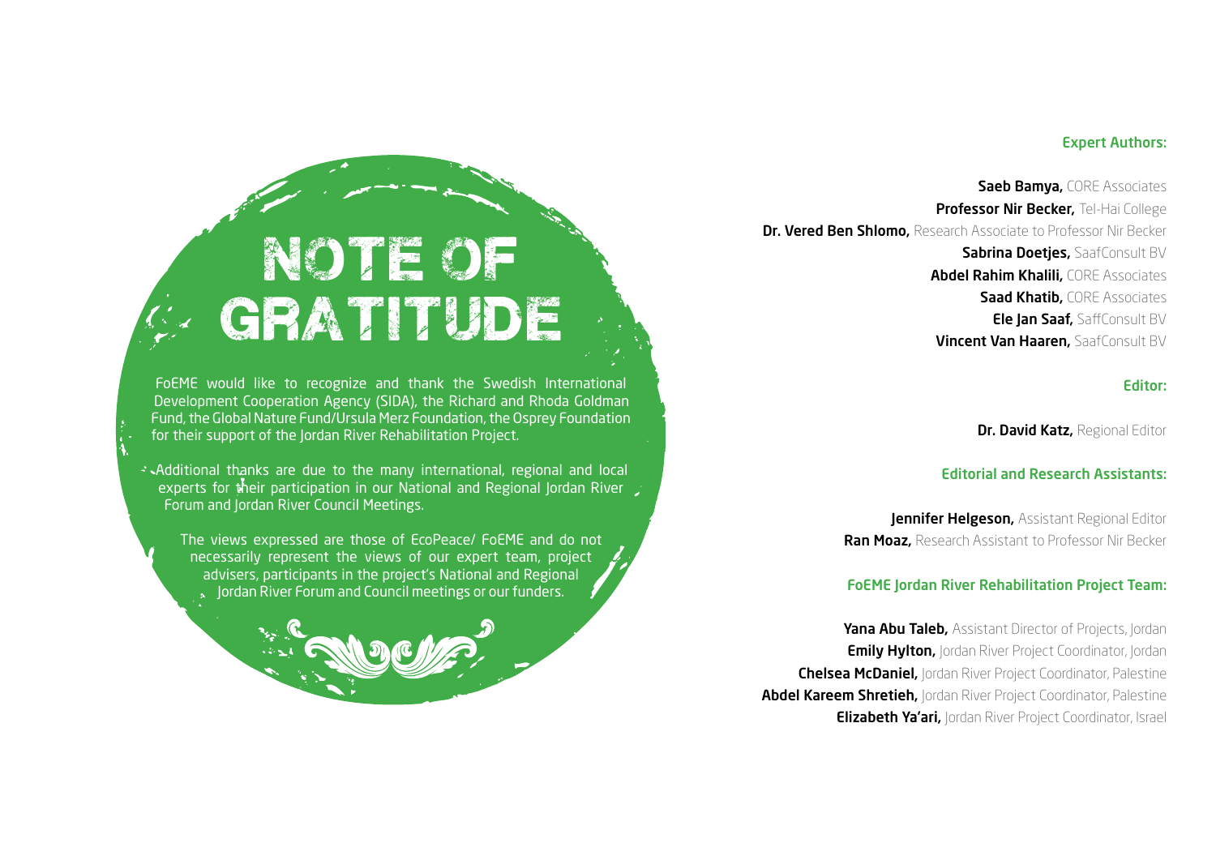# NOTE OF GRATITUDE

FoEME would like to recognize and thank the Swedish International Development Cooperation Agency (SIDA), the Richard and Rhoda Goldman Fund, the Global Nature Fund/Ursula Merz Foundation, the Osprey Foundation for their support of the Jordan River Rehabilitation Project.

Additional thanks are due to the many international, regional and local experts for their participation in our National and Regional Jordan River Forum and Jordan River Council Meetings.

The views expressed are those of EcoPeace/ FoEME and do not necessarily represent the views of our expert team, project advisers, participants in the project's National and Regional Jordan River Forum and Council meetings or our funders.

## Expert Authors:

**Saeb Bamya,** CORE Associates
**Professor Nir Becker,** Tel-Hai College
**Dr. Vered Ben Shlomo,** Research Associate to Professor Nir Becker
**Sabrina Doetjes,** SaafConsult BV
**Abdel Rahim Khalili,** CORE Associates
**Saad Khatib,** CORE Associates
**Ele Jan Saaf,** SaffConsult BV
**Vincent Van Haaren,** SaafConsult BV

## Editor:

**Dr. David Katz,** Regional Editor

## Editorial and Research Assistants:

**Jennifer Helgeson,** Assistant Regional Editor
**Ran Moaz,** Research Assistant to Professor Nir Becker

## FoEME Jordan River Rehabilitation Project Team:

**Yana Abu Taleb,** Assistant Director of Projects, Jordan
**Emily Hylton,** Jordan River Project Coordinator, Jordan
**Chelsea McDaniel,** Jordan River Project Coordinator, Palestine
**Abdel Kareem Shretieh,** Jordan River Project Coordinator, Palestine
**Elizabeth Ya'ari,** Jordan River Project Coordinator, Israel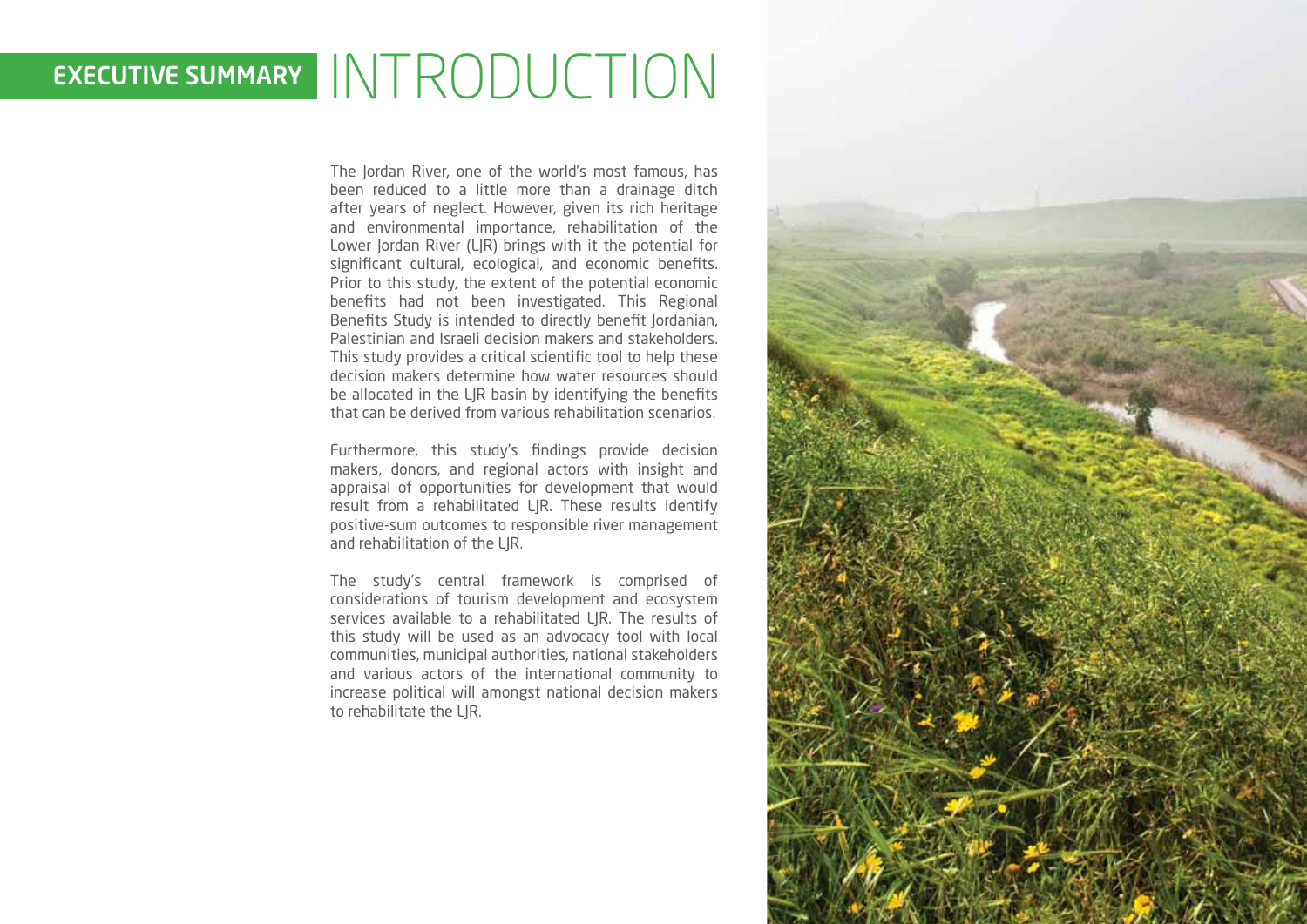# EXECUTIVE SUMMARY INTRODUCTION

The Jordan River, one of the world's most famous, has been reduced to a little more than a drainage ditch after years of neglect. However, given its rich heritage and environmental importance, rehabilitation of the Lower Jordan River (LJR) brings with it the potential for significant cultural, ecological, and economic benefits. Prior to this study, the extent of the potential economic benefits had not been investigated. This Regional Benefits Study is intended to directly benefit Jordanian, Palestinian and Israeli decision makers and stakeholders. This study provides a critical scientific tool to help these decision makers determine how water resources should be allocated in the LJR basin by identifying the benefits that can be derived from various rehabilitation scenarios.

Furthermore, this study's findings provide decision makers, donors, and regional actors with insight and appraisal of opportunities for development that would result from a rehabilitated LJR. These results identify positive-sum outcomes to responsible river management and rehabilitation of the LJR.

The study's central framework is comprised of considerations of tourism development and ecosystem services available to a rehabilitated LJR. The results of this study will be used as an advocacy tool with local communities, municipal authorities, national stakeholders and various actors of the international community to increase political will amongst national decision makers to rehabilitate the LJR.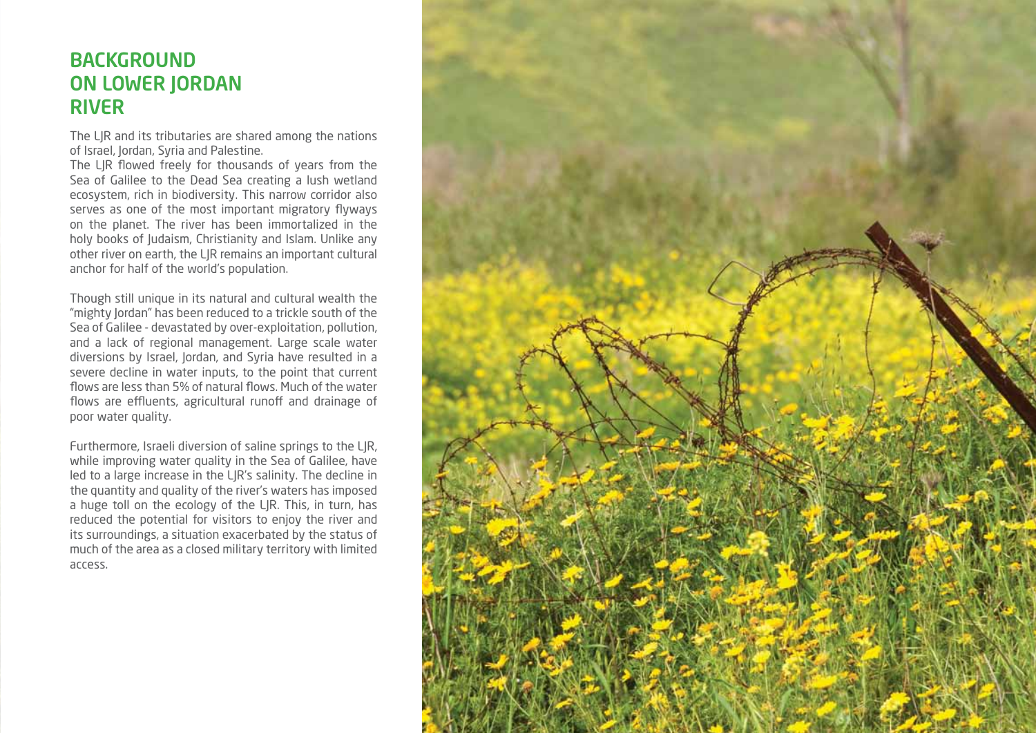# BACKGROUND ON LOWER JORDAN RIVER

The LJR and its tributaries are shared among the nations of Israel, Jordan, Syria and Palestine.

The LJR flowed freely for thousands of years from the Sea of Galilee to the Dead Sea creating a lush wetland ecosystem, rich in biodiversity. This narrow corridor also serves as one of the most important migratory flyways on the planet. The river has been immortalized in the holy books of Judaism, Christianity and Islam. Unlike any other river on earth, the LJR remains an important cultural anchor for half of the world's population.

Though still unique in its natural and cultural wealth the "mighty Jordan" has been reduced to a trickle south of the Sea of Galilee - devastated by over-exploitation, pollution, and a lack of regional management. Large scale water diversions by Israel, Jordan, and Syria have resulted in a severe decline in water inputs, to the point that current flows are less than 5% of natural flows. Much of the water flows are effluents, agricultural runoff and drainage of poor water quality.

Furthermore, Israeli diversion of saline springs to the LJR, while improving water quality in the Sea of Galilee, have led to a large increase in the LJR's salinity. The decline in the quantity and quality of the river's waters has imposed a huge toll on the ecology of the LJR. This, in turn, has reduced the potential for visitors to enjoy the river and its surroundings, a situation exacerbated by the status of much of the area as a closed military territory with limited access.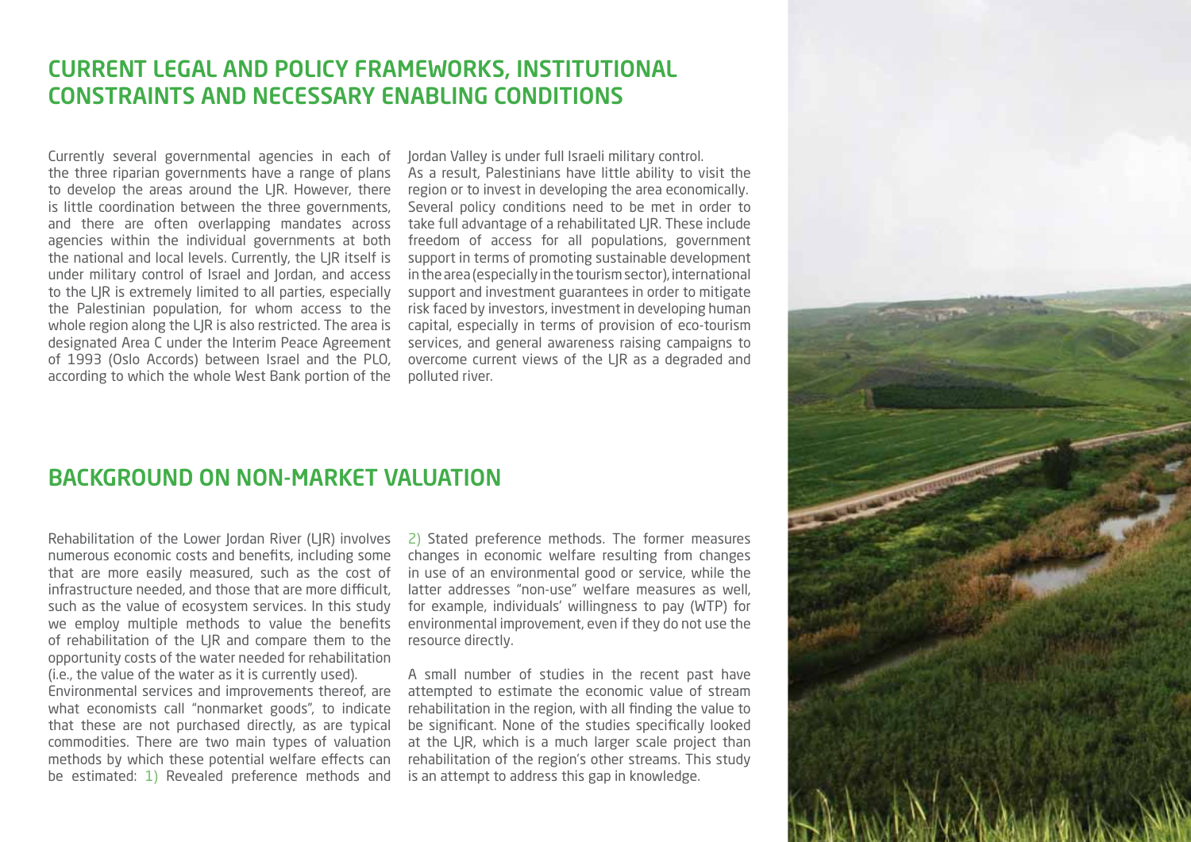## CURRENT LEGAL AND POLICY FRAMEWORKS, INSTITUTIONAL CONSTRAINTS AND NECESSARY ENABLING CONDITIONS

Currently several governmental agencies in each of the three riparian governments have a range of plans to develop the areas around the LJR. However, there is little coordination between the three governments, and there are often overlapping mandates across agencies within the individual governments at both the national and local levels. Currently, the LJR itself is under military control of Israel and Jordan, and access to the LJR is extremely limited to all parties, especially the Palestinian population, for whom access to the whole region along the LJR is also restricted. The area is designated Area C under the Interim Peace Agreement of 1993 (Oslo Accords) between Israel and the PLO, according to which the whole West Bank portion of the Jordan Valley is under full Israeli military control.
As a result, Palestinians have little ability to visit the region or to invest in developing the area economically. Several policy conditions need to be met in order to take full advantage of a rehabilitated LJR. These include freedom of access for all populations, government support in terms of promoting sustainable development in the area (especially in the tourism sector), international support and investment guarantees in order to mitigate risk faced by investors, investment in developing human capital, especially in terms of provision of eco-tourism services, and general awareness raising campaigns to overcome current views of the LJR as a degraded and polluted river.

## BACKGROUND ON NON-MARKET VALUATION

Rehabilitation of the Lower Jordan River (LJR) involves numerous economic costs and benefits, including some that are more easily measured, such as the cost of infrastructure needed, and those that are more difficult, such as the value of ecosystem services. In this study we employ multiple methods to value the benefits of rehabilitation of the LJR and compare them to the opportunity costs of the water needed for rehabilitation (i.e., the value of the water as it is currently used).
Environmental services and improvements thereof, are what economists call "nonmarket goods", to indicate that these are not purchased directly, as are typical commodities. There are two main types of valuation methods by which these potential welfare effects can be estimated: 1) Revealed preference methods and 2) Stated preference methods. The former measures changes in economic welfare resulting from changes in use of an environmental good or service, while the latter addresses "non-use" welfare measures as well, for example, individuals' willingness to pay (WTP) for environmental improvement, even if they do not use the resource directly.

A small number of studies in the recent past have attempted to estimate the economic value of stream rehabilitation in the region, with all finding the value to be significant. None of the studies specifically looked at the LJR, which is a much larger scale project than rehabilitation of the region's other streams. This study is an attempt to address this gap in knowledge.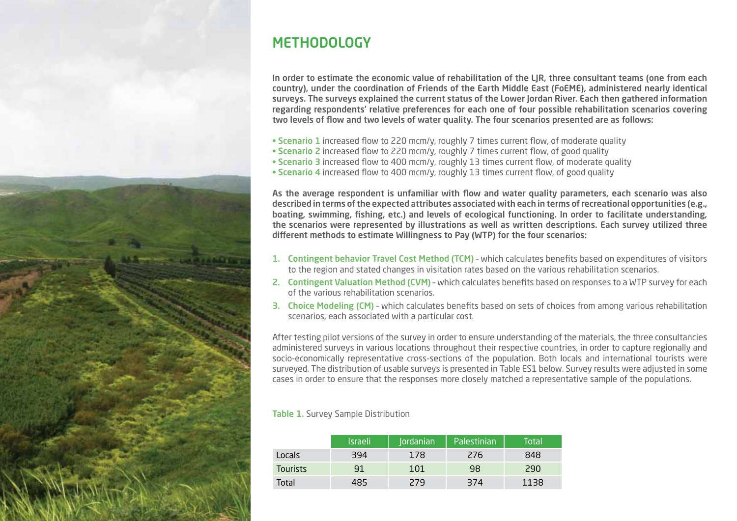# METHODOLOGY

**In order to estimate the economic value of rehabilitation of the LJR, three consultant teams (one from each country), under the coordination of Friends of the Earth Middle East (FoEME), administered nearly identical surveys. The surveys explained the current status of the Lower Jordan River. Each then gathered information regarding respondents' relative preferences for each one of four possible rehabilitation scenarios covering two levels of flow and two levels of water quality. The four scenarios presented are as follows:**

- Scenario 1 increased flow to 220 mcm/y, roughly 7 times current flow, of moderate quality
- Scenario 2 increased flow to 220 mcm/y, roughly 7 times current flow, of good quality
- Scenario 3 increased flow to 400 mcm/y, roughly 13 times current flow, of moderate quality
- Scenario 4 increased flow to 400 mcm/y, roughly 13 times current flow, of good quality

**As the average respondent is unfamiliar with flow and water quality parameters, each scenario was also described in terms of the expected attributes associated with each in terms of recreational opportunities (e.g., boating, swimming, fishing, etc.) and levels of ecological functioning. In order to facilitate understanding, the scenarios were represented by illustrations as well as written descriptions. Each survey utilized three different methods to estimate Willingness to Pay (WTP) for the four scenarios:**

1. Contingent behavior Travel Cost Method (TCM) – which calculates benefits based on expenditures of visitors to the region and stated changes in visitation rates based on the various rehabilitation scenarios.
2. Contingent Valuation Method (CVM) – which calculates benefits based on responses to a WTP survey for each of the various rehabilitation scenarios.
3. Choice Modeling (CM) – which calculates benefits based on sets of choices from among various rehabilitation scenarios, each associated with a particular cost.

After testing pilot versions of the survey in order to ensure understanding of the materials, the three consultancies administered surveys in various locations throughout their respective countries, in order to capture regionally and socio-economically representative cross-sections of the population. Both locals and international tourists were surveyed. The distribution of usable surveys is presented in Table ES1 below. Survey results were adjusted in some cases in order to ensure that the responses more closely matched a representative sample of the populations.

Table 1. Survey Sample Distribution

| | Israeli | Jordanian | Palestinian | Total |
|---|---|---|---|---|
| Locals | 394 | 178 | 276 | 848 |
| Tourists | 91 | 101 | 98 | 290 |
| Total | 485 | 279 | 374 | 1138 |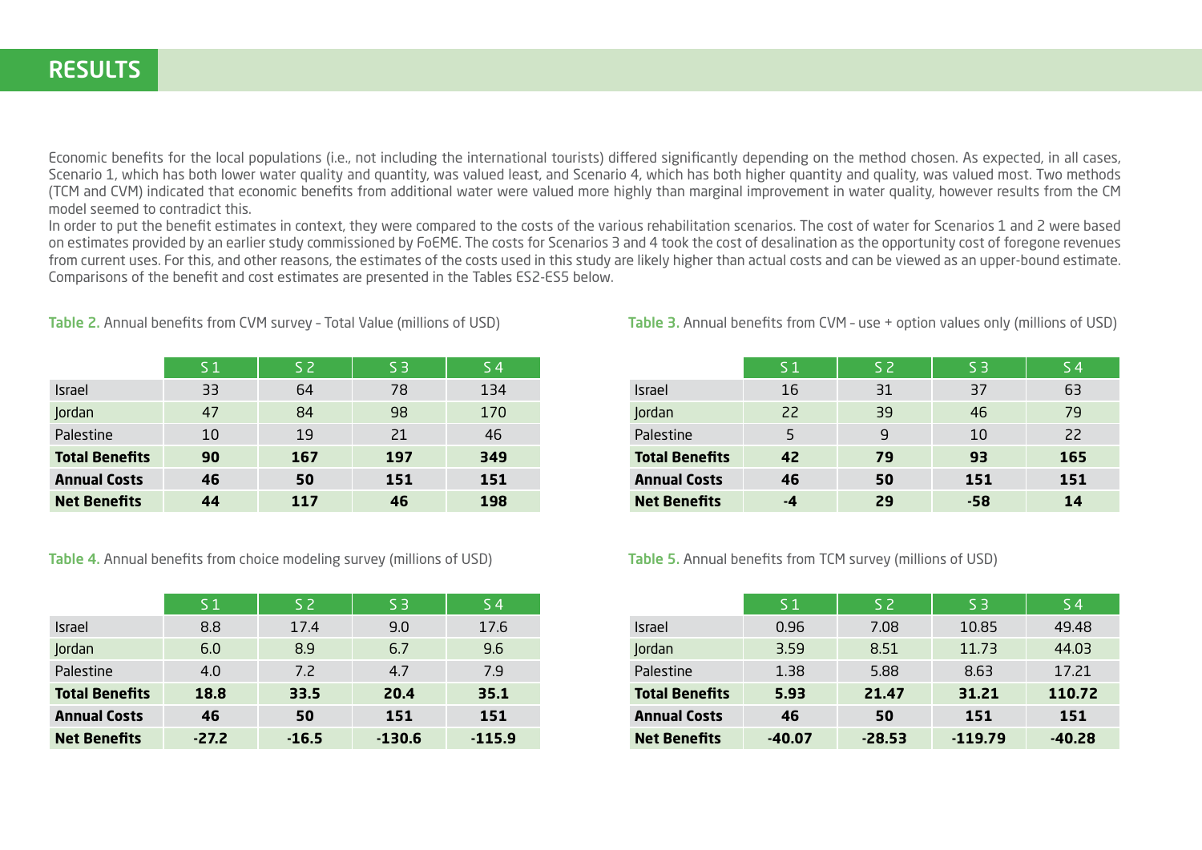# RESULTS

Economic benefits for the local populations (i.e., not including the international tourists) differed significantly depending on the method chosen. As expected, in all cases, Scenario 1, which has both lower water quality and quantity, was valued least, and Scenario 4, which has both higher quantity and quality, was valued most. Two methods (TCM and CVM) indicated that economic benefits from additional water were valued more highly than marginal improvement in water quality, however results from the CM model seemed to contradict this.

In order to put the benefit estimates in context, they were compared to the costs of the various rehabilitation scenarios. The cost of water for Scenarios 1 and 2 were based on estimates provided by an earlier study commissioned by FoEME. The costs for Scenarios 3 and 4 took the cost of desalination as the opportunity cost of foregone revenues from current uses. For this, and other reasons, the estimates of the costs used in this study are likely higher than actual costs and can be viewed as an upper-bound estimate. Comparisons of the benefit and cost estimates are presented in the Tables ES2-ES5 below.

**Table 2.** Annual benefits from CVM survey - Total Value (millions of USD)

| | S 1 | S 2 | S 3 | S 4 |
|---|---|---|---|---|
| Israel | 33 | 64 | 78 | 134 |
| Jordan | 47 | 84 | 98 | 170 |
| Palestine | 10 | 19 | 21 | 46 |
| **Total Benefits** | **90** | **167** | **197** | **349** |
| **Annual Costs** | **46** | **50** | **151** | **151** |
| **Net Benefits** | **44** | **117** | **46** | **198** |

**Table 3.** Annual benefits from CVM - use + option values only (millions of USD)

| | S 1 | S 2 | S 3 | S 4 |
|---|---|---|---|---|
| Israel | 16 | 31 | 37 | 63 |
| Jordan | 22 | 39 | 46 | 79 |
| Palestine | 5 | 9 | 10 | 22 |
| **Total Benefits** | **42** | **79** | **93** | **165** |
| **Annual Costs** | **46** | **50** | **151** | **151** |
| **Net Benefits** | **-4** | **29** | **-58** | **14** |

**Table 4.** Annual benefits from choice modeling survey (millions of USD)

| | S 1 | S 2 | S 3 | S 4 |
|---|---|---|---|---|
| Israel | 8.8 | 17.4 | 9.0 | 17.6 |
| Jordan | 6.0 | 8.9 | 6.7 | 9.6 |
| Palestine | 4.0 | 7.2 | 4.7 | 7.9 |
| **Total Benefits** | **18.8** | **33.5** | **20.4** | **35.1** |
| **Annual Costs** | **46** | **50** | **151** | **151** |
| **Net Benefits** | **-27.2** | **-16.5** | **-130.6** | **-115.9** |

**Table 5.** Annual benefits from TCM survey (millions of USD)

| | S 1 | S 2 | S 3 | S 4 |
|---|---|---|---|---|
| Israel | 0.96 | 7.08 | 10.85 | 49.48 |
| Jordan | 3.59 | 8.51 | 11.73 | 44.03 |
| Palestine | 1.38 | 5.88 | 8.63 | 17.21 |
| **Total Benefits** | **5.93** | **21.47** | **31.21** | **110.72** |
| **Annual Costs** | **46** | **50** | **151** | **151** |
| **Net Benefits** | **-40.07** | **-28.53** | **-119.79** | **-40.28** |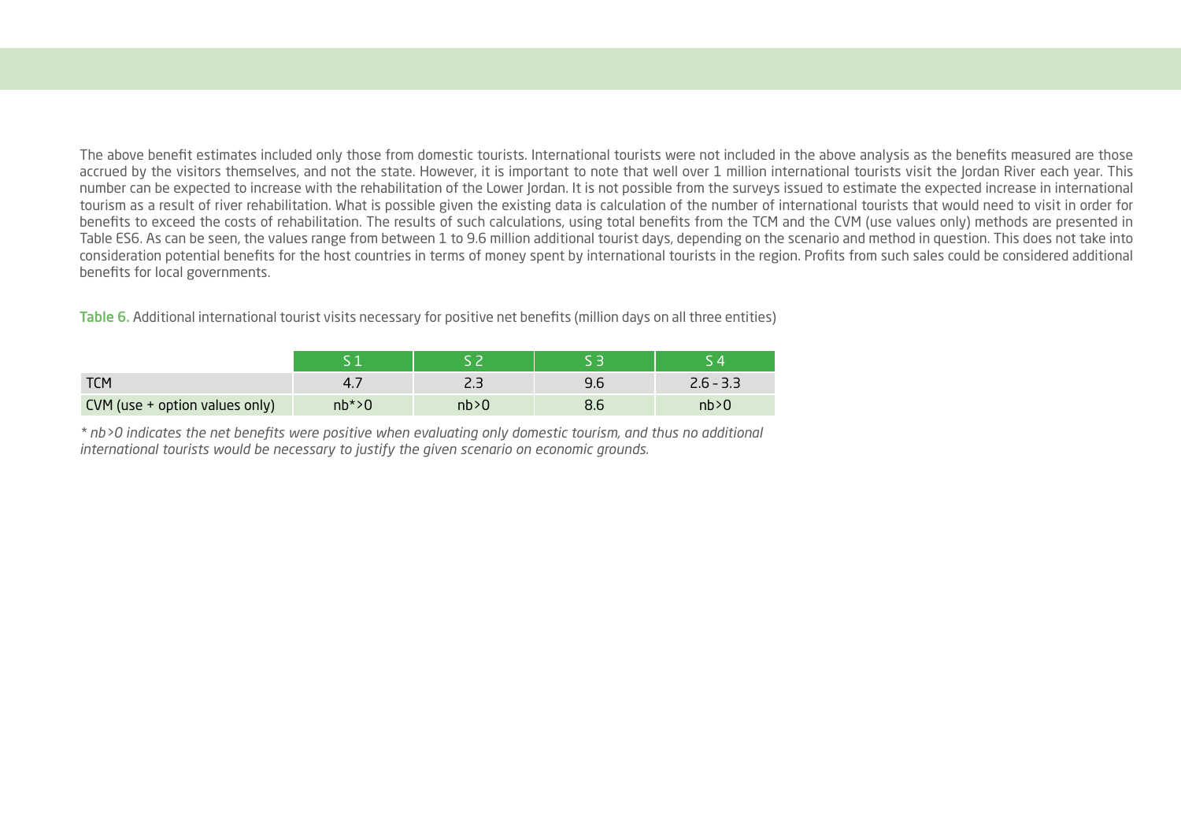The above benefit estimates included only those from domestic tourists. International tourists were not included in the above analysis as the benefits measured are those accrued by the visitors themselves, and not the state. However, it is important to note that well over 1 million international tourists visit the Jordan River each year. This number can be expected to increase with the rehabilitation of the Lower Jordan. It is not possible from the surveys issued to estimate the expected increase in international tourism as a result of river rehabilitation. What is possible given the existing data is calculation of the number of international tourists that would need to visit in order for benefits to exceed the costs of rehabilitation. The results of such calculations, using total benefits from the TCM and the CVM (use values only) methods are presented in Table ES6. As can be seen, the values range from between 1 to 9.6 million additional tourist days, depending on the scenario and method in question. This does not take into consideration potential benefits for the host countries in terms of money spent by international tourists in the region. Profits from such sales could be considered additional benefits for local governments.

**Table 6.** Additional international tourist visits necessary for positive net benefits (million days on all three entities)

| | S 1 | S 2 | S 3 | S 4 |
|---|---|---|---|---|
| TCM | 4.7 | 2.3 | 9.6 | 2.6 – 3.3 |
| CVM (use + option values only) | nb*>0 | nb>0 | 8.6 | nb>0 |

*\* nb>0 indicates the net benefits were positive when evaluating only domestic tourism, and thus no additional international tourists would be necessary to justify the given scenario on economic grounds.*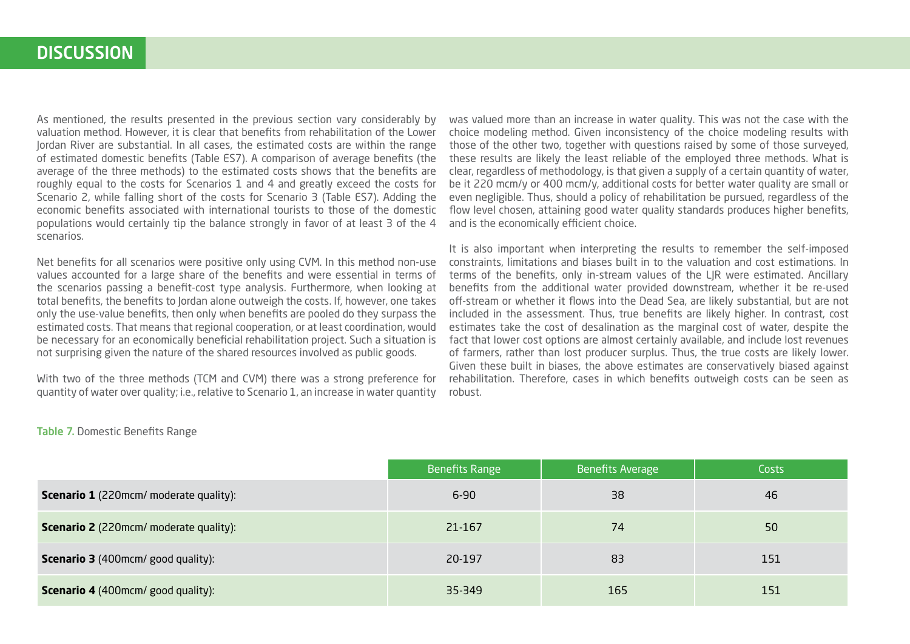## DISCUSSION

As mentioned, the results presented in the previous section vary considerably by valuation method. However, it is clear that benefits from rehabilitation of the Lower Jordan River are substantial. In all cases, the estimated costs are within the range of estimated domestic benefits (Table ES7). A comparison of average benefits (the average of the three methods) to the estimated costs shows that the benefits are roughly equal to the costs for Scenarios 1 and 4 and greatly exceed the costs for Scenario 2, while falling short of the costs for Scenario 3 (Table ES7). Adding the economic benefits associated with international tourists to those of the domestic populations would certainly tip the balance strongly in favor of at least 3 of the 4 scenarios.

Net benefits for all scenarios were positive only using CVM. In this method non-use values accounted for a large share of the benefits and were essential in terms of the scenarios passing a benefit-cost type analysis. Furthermore, when looking at total benefits, the benefits to Jordan alone outweigh the costs. If, however, one takes only the use-value benefits, then only when benefits are pooled do they surpass the estimated costs. That means that regional cooperation, or at least coordination, would be necessary for an economically beneficial rehabilitation project. Such a situation is not surprising given the nature of the shared resources involved as public goods.

With two of the three methods (TCM and CVM) there was a strong preference for quantity of water over quality; i.e., relative to Scenario 1, an increase in water quantity was valued more than an increase in water quality. This was not the case with the choice modeling method. Given inconsistency of the choice modeling results with those of the other two, together with questions raised by some of those surveyed, these results are likely the least reliable of the employed three methods. What is clear, regardless of methodology, is that given a supply of a certain quantity of water, be it 220 mcm/y or 400 mcm/y, additional costs for better water quality are small or even negligible. Thus, should a policy of rehabilitation be pursued, regardless of the flow level chosen, attaining good water quality standards produces higher benefits, and is the economically efficient choice.

It is also important when interpreting the results to remember the self-imposed constraints, limitations and biases built in to the valuation and cost estimations. In terms of the benefits, only in-stream values of the LJR were estimated. Ancillary benefits from the additional water provided downstream, whether it be re-used off-stream or whether it flows into the Dead Sea, are likely substantial, but are not included in the assessment. Thus, true benefits are likely higher. In contrast, cost estimates take the cost of desalination as the marginal cost of water, despite the fact that lower cost options are almost certainly available, and include lost revenues of farmers, rather than lost producer surplus. Thus, the true costs are likely lower. Given these built in biases, the above estimates are conservatively biased against rehabilitation. Therefore, cases in which benefits outweigh costs can be seen as robust.

Table 7. Domestic Benefits Range

| | Benefits Range | Benefits Average | Costs |
|---|---|---|---|
| **Scenario 1** (220mcm/ moderate quality): | 6-90 | 38 | 46 |
| **Scenario 2** (220mcm/ moderate quality): | 21-167 | 74 | 50 |
| **Scenario 3** (400mcm/ good quality): | 20-197 | 83 | 151 |
| **Scenario 4** (400mcm/ good quality): | 35-349 | 165 | 151 |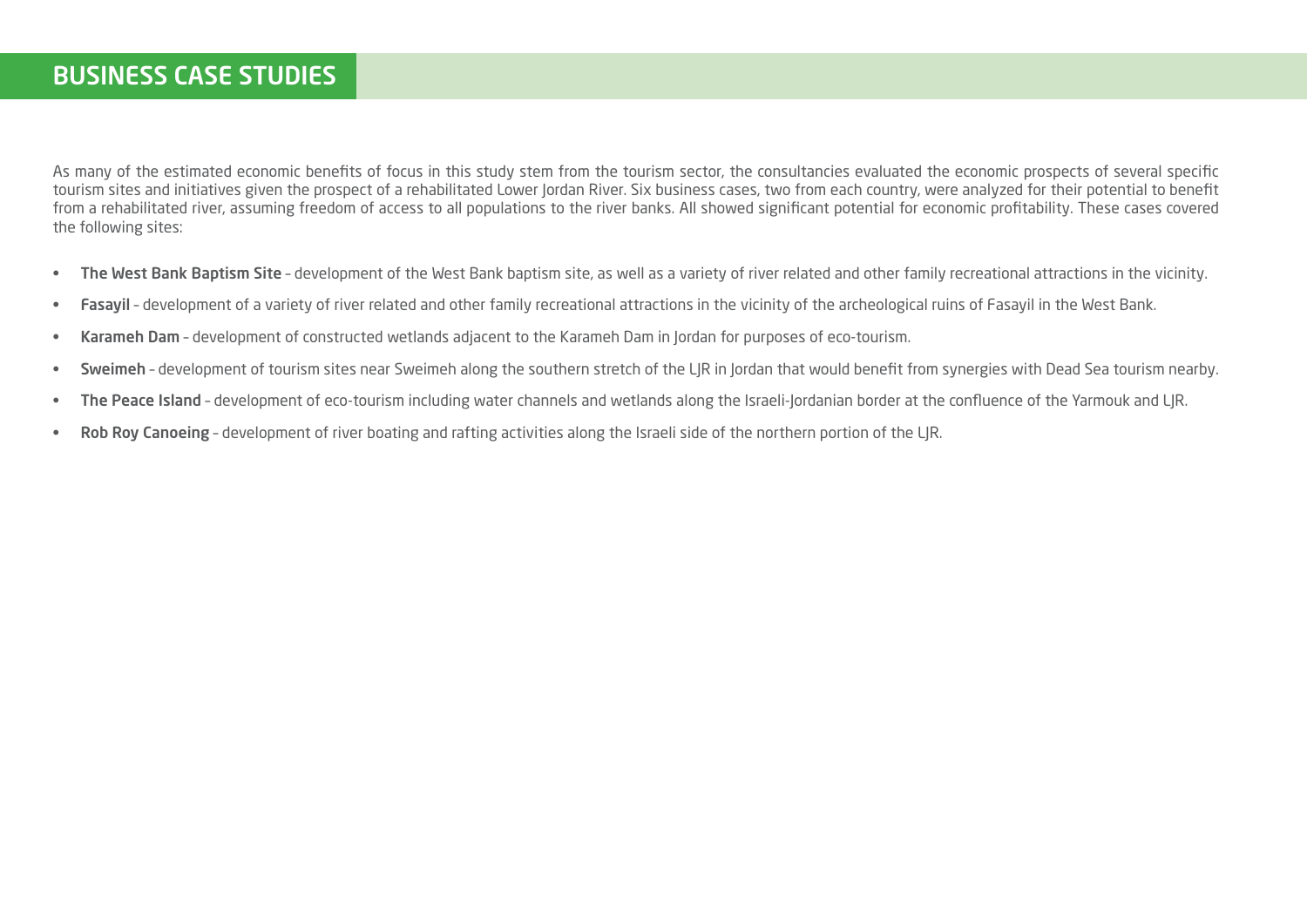## BUSINESS CASE STUDIES

As many of the estimated economic benefits of focus in this study stem from the tourism sector, the consultancies evaluated the economic prospects of several specific tourism sites and initiatives given the prospect of a rehabilitated Lower Jordan River. Six business cases, two from each country, were analyzed for their potential to benefit from a rehabilitated river, assuming freedom of access to all populations to the river banks. All showed significant potential for economic profitability. These cases covered the following sites:

- **The West Bank Baptism Site** – development of the West Bank baptism site, as well as a variety of river related and other family recreational attractions in the vicinity.
- **Fasayil** – development of a variety of river related and other family recreational attractions in the vicinity of the archeological ruins of Fasayil in the West Bank.
- **Karameh Dam** – development of constructed wetlands adjacent to the Karameh Dam in Jordan for purposes of eco-tourism.
- **Sweimeh** – development of tourism sites near Sweimeh along the southern stretch of the LJR in Jordan that would benefit from synergies with Dead Sea tourism nearby.
- **The Peace Island** – development of eco-tourism including water channels and wetlands along the Israeli-Jordanian border at the confluence of the Yarmouk and LJR.
- **Rob Roy Canoeing** – development of river boating and rafting activities along the Israeli side of the northern portion of the LJR.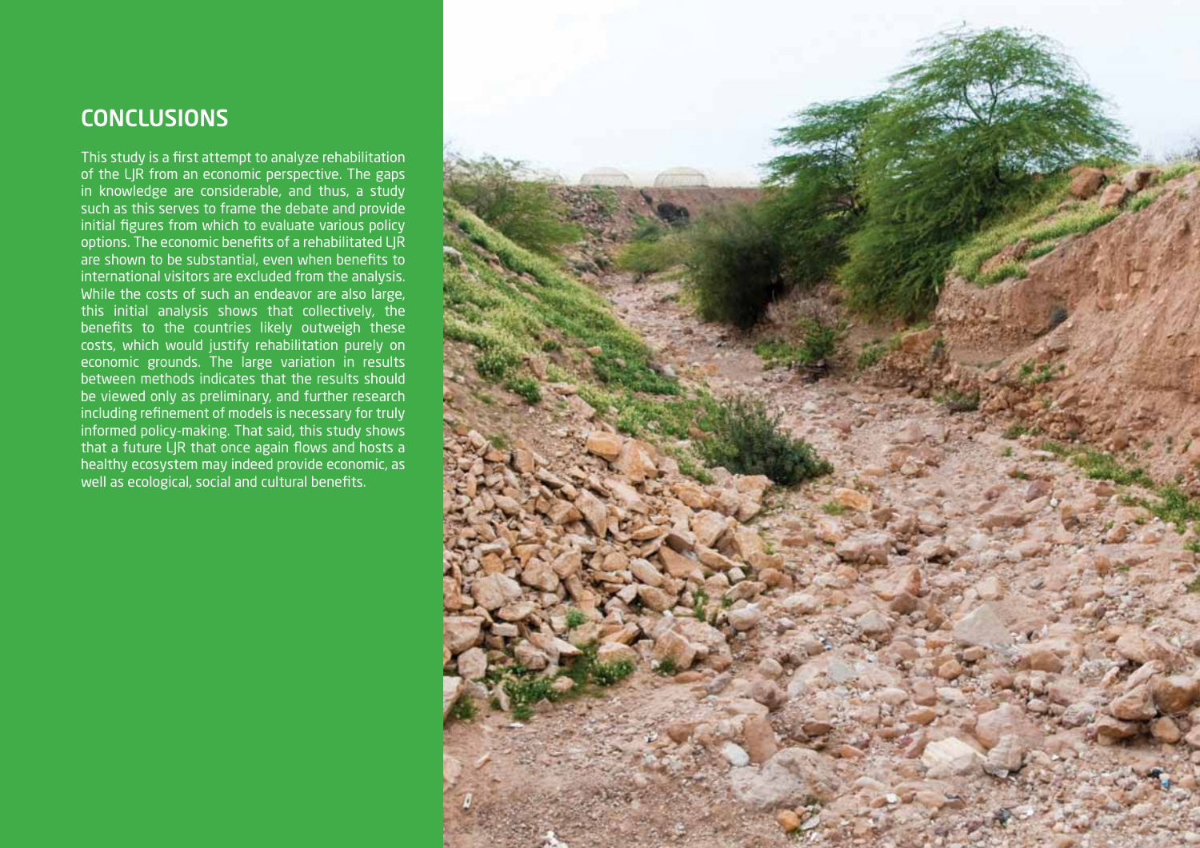## CONCLUSIONS

This study is a first attempt to analyze rehabilitation of the LJR from an economic perspective. The gaps in knowledge are considerable, and thus, a study such as this serves to frame the debate and provide initial figures from which to evaluate various policy options. The economic benefits of a rehabilitated LJR are shown to be substantial, even when benefits to international visitors are excluded from the analysis. While the costs of such an endeavor are also large, this initial analysis shows that collectively, the benefits to the countries likely outweigh these costs, which would justify rehabilitation purely on economic grounds. The large variation in results between methods indicates that the results should be viewed only as preliminary, and further research including refinement of models is necessary for truly informed policy-making. That said, this study shows that a future LJR that once again flows and hosts a healthy ecosystem may indeed provide economic, as well as ecological, social and cultural benefits.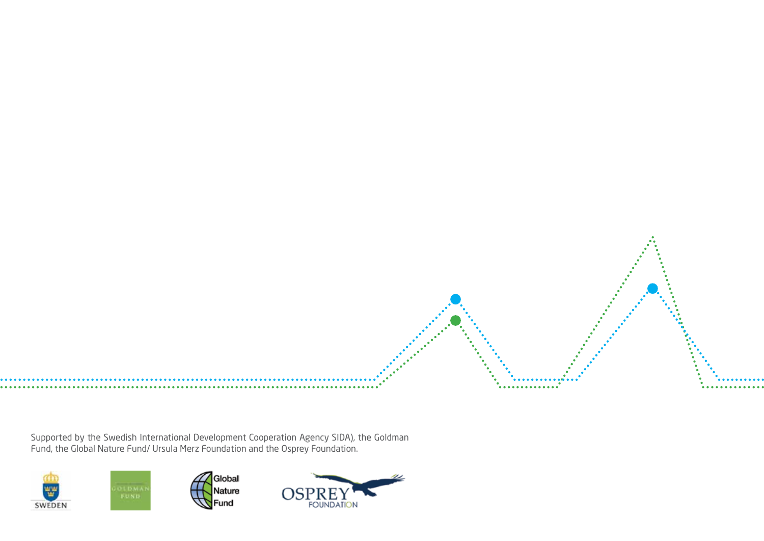Supported by the Swedish International Development Cooperation Agency SIDA), the Goldman Fund, the Global Nature Fund/ Ursula Merz Foundation and the Osprey Foundation.

SWEDEN

GOLDMAN FUND

Global Nature Fund

OSPREY FOUNDATION